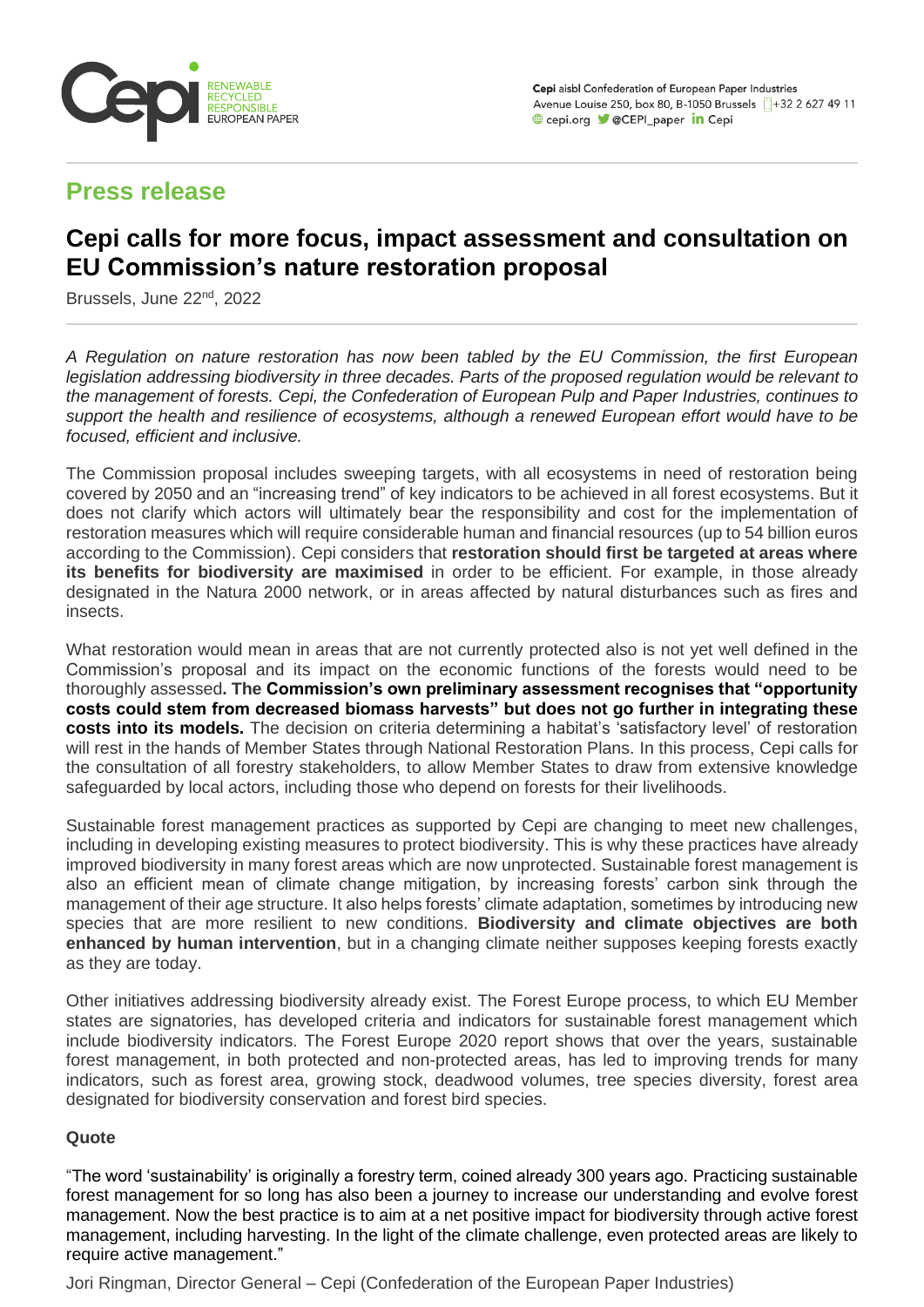Cepi aisbl Confederation of European Paper Industries
Avenue Louise 250, box 80, B-1050 Brussels +32 2 627 49 11
cepi.org @CEPI_paper Cepi

## Press release

# Cepi calls for more focus, impact assessment and consultation on EU Commission's nature restoration proposal

Brussels, June 22nd, 2022

*A Regulation on nature restoration has now been tabled by the EU Commission, the first European legislation addressing biodiversity in three decades. Parts of the proposed regulation would be relevant to the management of forests. Cepi, the Confederation of European Pulp and Paper Industries, continues to support the health and resilience of ecosystems, although a renewed European effort would have to be focused, efficient and inclusive.*

The Commission proposal includes sweeping targets, with all ecosystems in need of restoration being covered by 2050 and an "increasing trend" of key indicators to be achieved in all forest ecosystems. But it does not clarify which actors will ultimately bear the responsibility and cost for the implementation of restoration measures which will require considerable human and financial resources (up to 54 billion euros according to the Commission). Cepi considers that **restoration should first be targeted at areas where its benefits for biodiversity are maximised** in order to be efficient. For example, in those already designated in the Natura 2000 network, or in areas affected by natural disturbances such as fires and insects.

What restoration would mean in areas that are not currently protected also is not yet well defined in the Commission's proposal and its impact on the economic functions of the forests would need to be thoroughly assessed**. The Commission's own preliminary assessment recognises that "opportunity costs could stem from decreased biomass harvests" but does not go further in integrating these costs into its models.** The decision on criteria determining a habitat's 'satisfactory level' of restoration will rest in the hands of Member States through National Restoration Plans. In this process, Cepi calls for the consultation of all forestry stakeholders, to allow Member States to draw from extensive knowledge safeguarded by local actors, including those who depend on forests for their livelihoods.

Sustainable forest management practices as supported by Cepi are changing to meet new challenges, including in developing existing measures to protect biodiversity. This is why these practices have already improved biodiversity in many forest areas which are now unprotected. Sustainable forest management is also an efficient mean of climate change mitigation, by increasing forests' carbon sink through the management of their age structure. It also helps forests' climate adaptation, sometimes by introducing new species that are more resilient to new conditions. **Biodiversity and climate objectives are both enhanced by human intervention**, but in a changing climate neither supposes keeping forests exactly as they are today.

Other initiatives addressing biodiversity already exist. The Forest Europe process, to which EU Member states are signatories, has developed criteria and indicators for sustainable forest management which include biodiversity indicators. The Forest Europe 2020 report shows that over the years, sustainable forest management, in both protected and non-protected areas, has led to improving trends for many indicators, such as forest area, growing stock, deadwood volumes, tree species diversity, forest area designated for biodiversity conservation and forest bird species.

**Quote**

"The word 'sustainability' is originally a forestry term, coined already 300 years ago. Practicing sustainable forest management for so long has also been a journey to increase our understanding and evolve forest management. Now the best practice is to aim at a net positive impact for biodiversity through active forest management, including harvesting. In the light of the climate challenge, even protected areas are likely to require active management."

Jori Ringman, Director General – Cepi (Confederation of the European Paper Industries)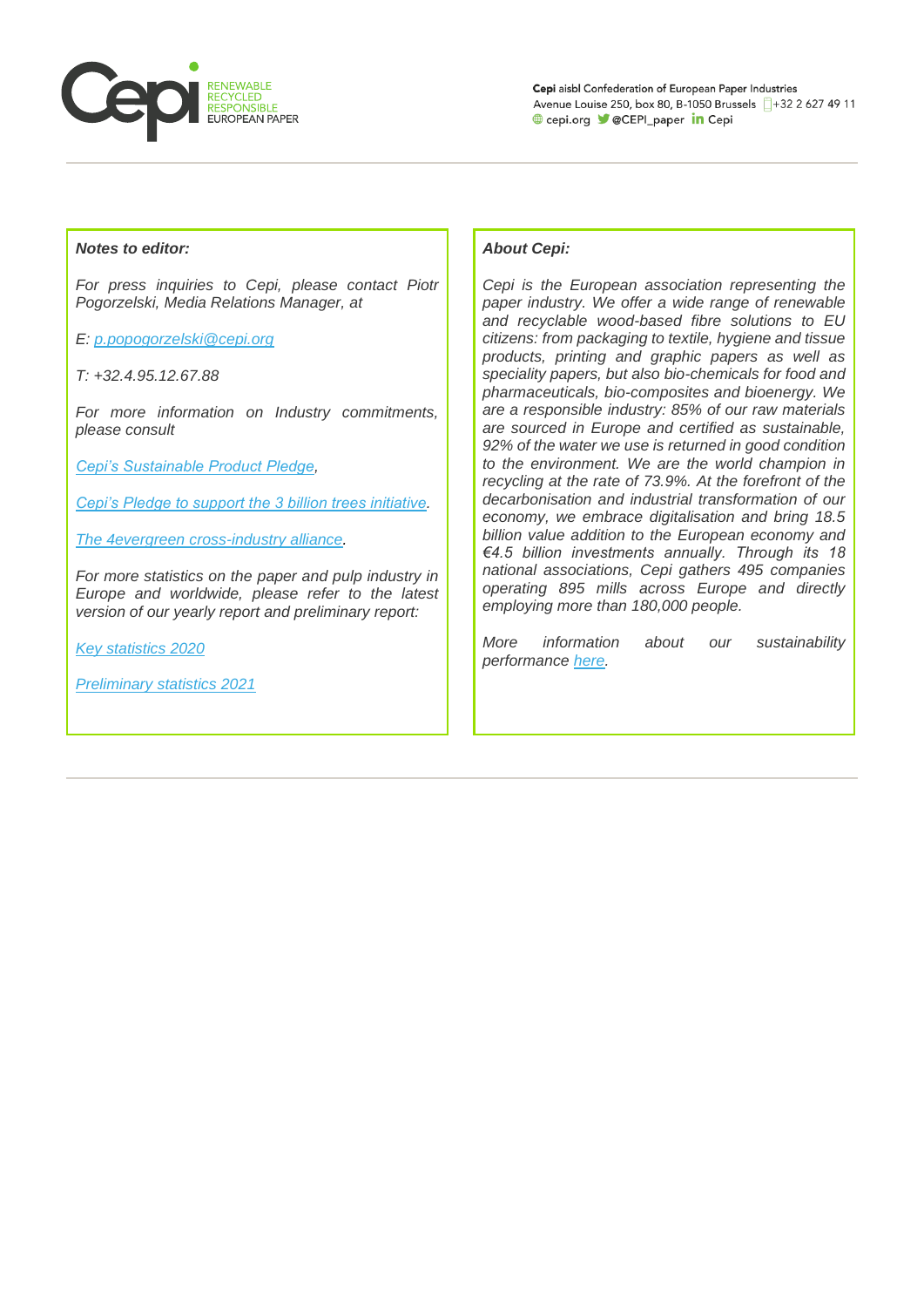**Notes to editor:**

*For press inquiries to Cepi, please contact Piotr Pogorzelski, Media Relations Manager, at*

*E: p.popogorzelski@cepi.org*

*T: +32.4.95.12.67.88*

*For more information on Industry commitments, please consult*

*Cepi's Sustainable Product Pledge,*

*Cepi's Pledge to support the 3 billion trees initiative.*

*The 4evergreen cross-industry alliance.*

*For more statistics on the paper and pulp industry in Europe and worldwide, please refer to the latest version of our yearly report and preliminary report:*

*Key statistics 2020*

*Preliminary statistics 2021*

**About Cepi:**

*Cepi is the European association representing the paper industry. We offer a wide range of renewable and recyclable wood-based fibre solutions to EU citizens: from packaging to textile, hygiene and tissue products, printing and graphic papers as well as speciality papers, but also bio-chemicals for food and pharmaceuticals, bio-composites and bioenergy. We are a responsible industry: 85% of our raw materials are sourced in Europe and certified as sustainable, 92% of the water we use is returned in good condition to the environment. We are the world champion in recycling at the rate of 73.9%. At the forefront of the decarbonisation and industrial transformation of our economy, we embrace digitalisation and bring 18.5 billion value addition to the European economy and €4.5 billion investments annually. Through its 18 national associations, Cepi gathers 495 companies operating 895 mills across Europe and directly employing more than 180,000 people.*

*More information about our sustainability performance here.*